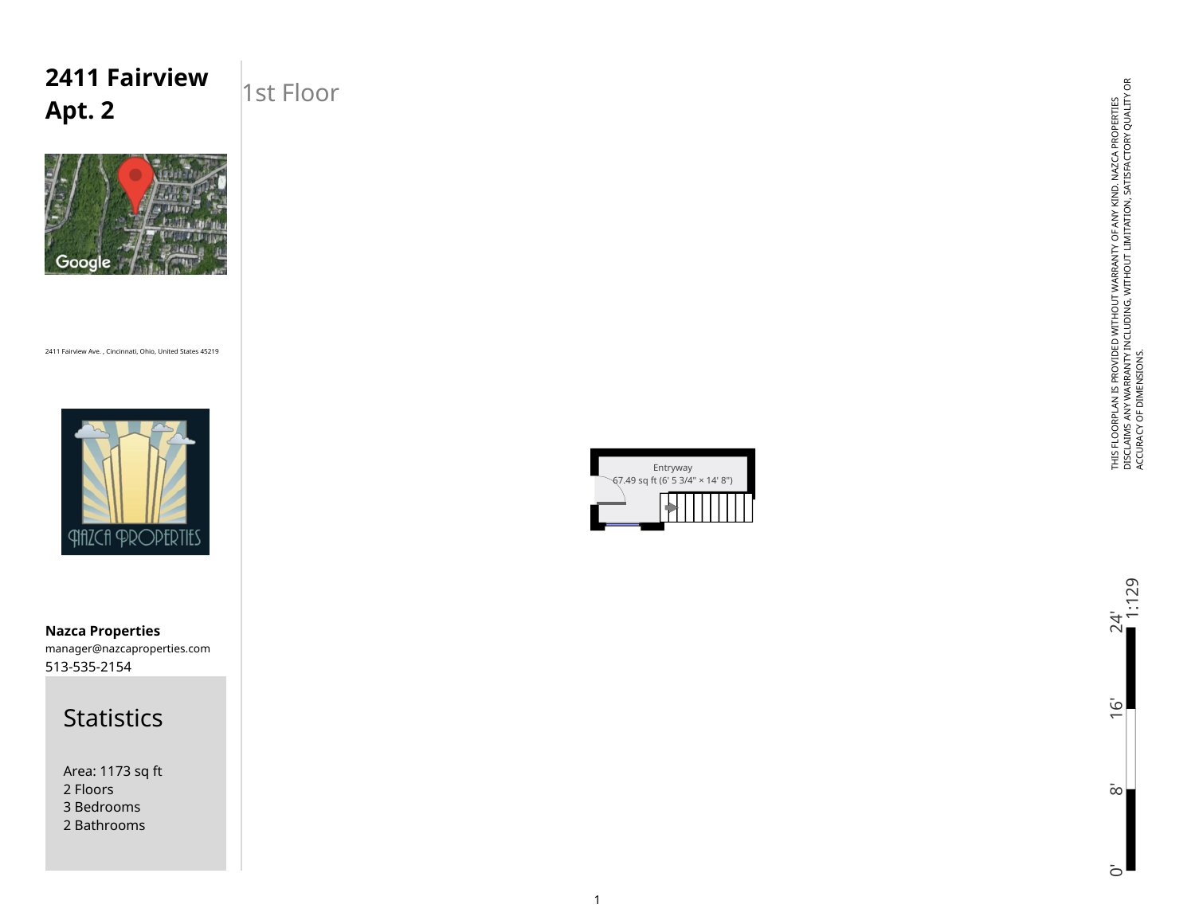# 2411 Fairview Apt. 2

## 1st Floor

2411 Fairview Ave. , Cincinnati, Ohio, United States 45219

Entryway
67.49 sq ft (6' 5 3/4" × 14' 8")

**Nazca Properties**
manager@nazcaproperties.com
513-535-2154

## Statistics

Area: 1173 sq ft
2 Floors
3 Bedrooms
2 Bathrooms

THIS FLOORPLAN IS PROVIDED WITHOUT WARRANTY OF ANY KIND. NAZCA PROPERTIES DISCLAIMS ANY WARRANTY INCLUDING, WITHOUT LIMITATION, SATISFACTORY QUALITY OR ACCURACY OF DIMENSIONS.

1:129

0' 8' 16' 24'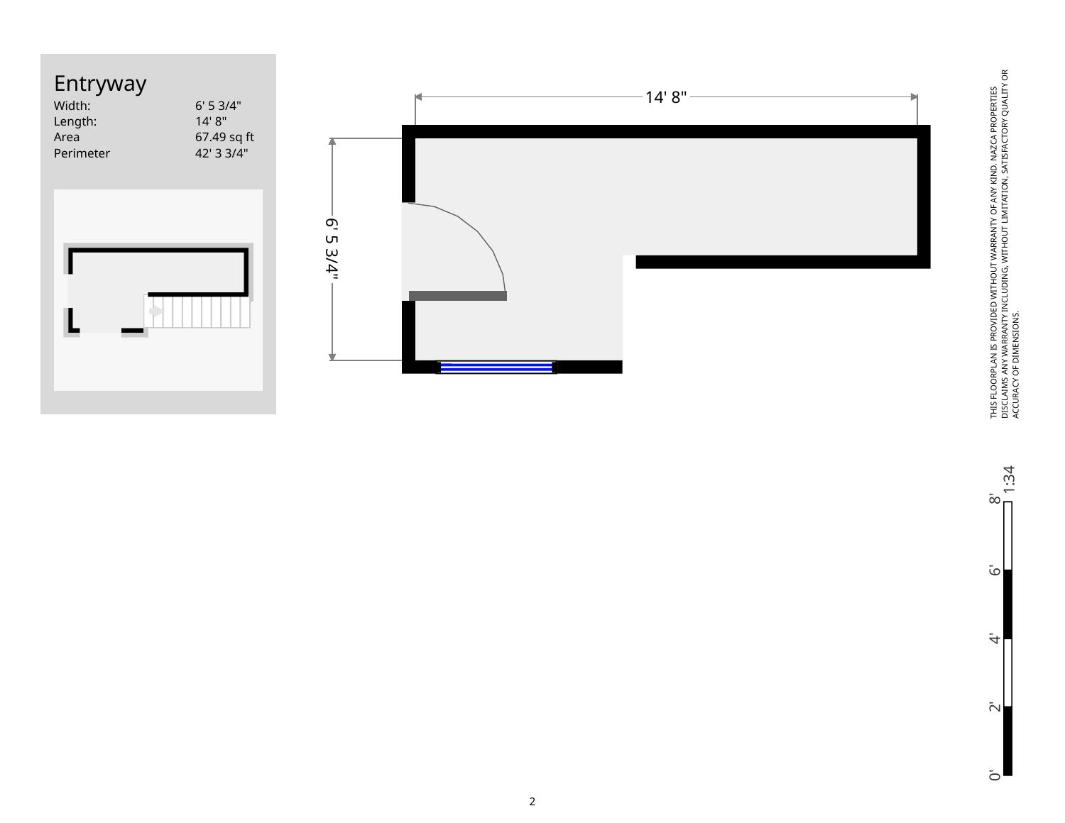# Entryway

| | |
|---|---|
| Width: | 6' 5 3/4" |
| Length: | 14' 8" |
| Area | 67.49 sq ft |
| Perimeter | 42' 3 3/4" |

14' 8"

6' 5 3/4"

THIS FLOORPLAN IS PROVIDED WITHOUT WARRANTY OF ANY KIND. NAZCA PROPERTIES DISCLAIMS ANY WARRANTY INCLUDING, WITHOUT LIMITATION, SATISFACTORY QUALITY OR ACCURACY OF DIMENSIONS.

1:34

0' 2' 4' 6' 8'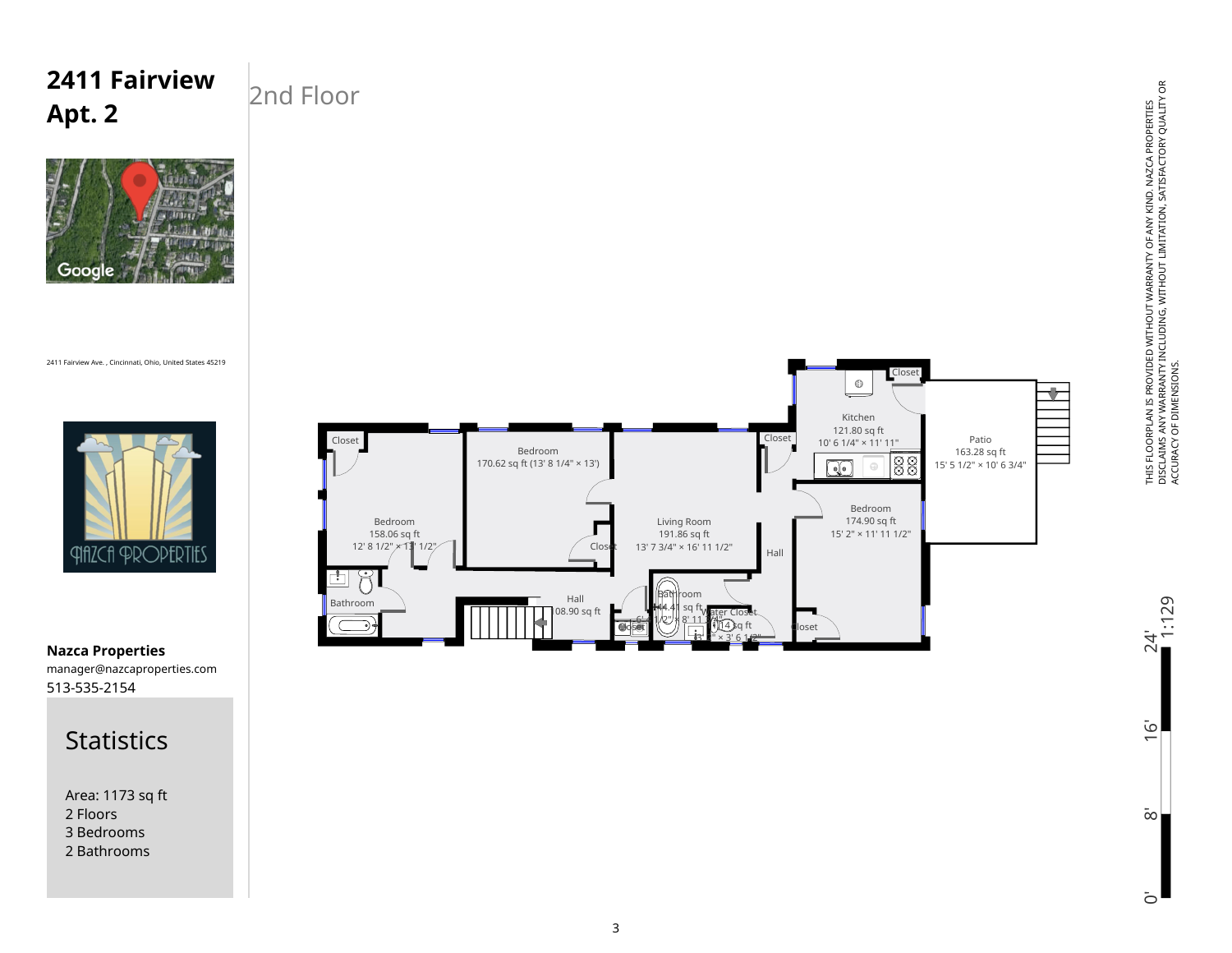# 2411 Fairview Apt. 2

2411 Fairview Ave. , Cincinnati, Ohio, United States 45219

**Nazca Properties**
manager@nazcaproperties.com
513-535-2154

## Statistics

Area: 1173 sq ft
2 Floors
3 Bedrooms
2 Bathrooms

## 2nd Floor

Closet

Kitchen
121.80 sq ft
10' 6 1/4" × 11' 11"

Patio
163.28 sq ft
15' 5 1/2" × 10' 6 3/4"

Closet

Bedroom
170.62 sq ft (13' 8 1/4" × 13')

Closet

Bedroom
158.06 sq ft
12' 8 1/2" × 13' 1/2"

Living Room
191.86 sq ft
13' 7 3/4" × 16' 11 1/2"

Closet

Bedroom
174.90 sq ft
15' 2" × 11' 11 1/2"

Hall

Bathroom

Hall
108.90 sq ft

Bathroom
44.41 sq ft
6' 4 1/2" × 8' 11 3/4"

Water Closet
11.14 sq ft
3' 1" × 3' 6 1/2"

Closet

Closet

0' 8' 16' 24' 1:129

THIS FLOORPLAN IS PROVIDED WITHOUT WARRANTY OF ANY KIND. NAZCA PROPERTIES DISCLAIMS ANY WARRANTY INCLUDING, WITHOUT LIMITATION, SATISFACTORY QUALITY OR ACCURACY OF DIMENSIONS.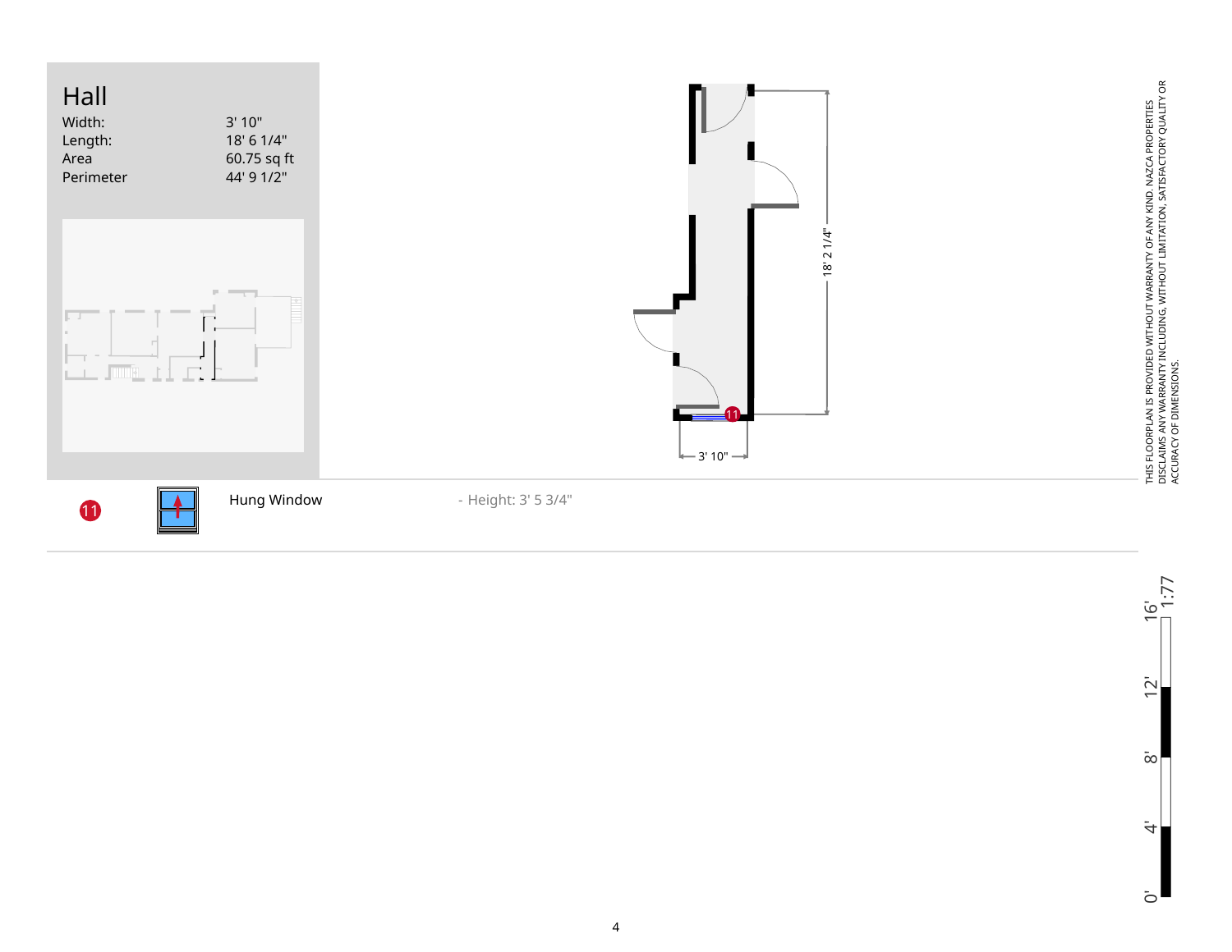# Hall

| | |
|---|---|
| Width: | 3' 10" |
| Length: | 18' 6 1/4" |
| Area | 60.75 sq ft |
| Perimeter | 44' 9 1/2" |

18' 2 1/4"

3' 10"

| | | |
|---|---|---|
| 11 | Hung Window | - Height: 3' 5 3/4" |

THIS FLOORPLAN IS PROVIDED WITHOUT WARRANTY OF ANY KIND. NAZCA PROPERTIES DISCLAIMS ANY WARRANTY INCLUDING, WITHOUT LIMITATION, SATISFACTORY QUALITY OR ACCURACY OF DIMENSIONS.

0' 4' 8' 12' 16' 1:77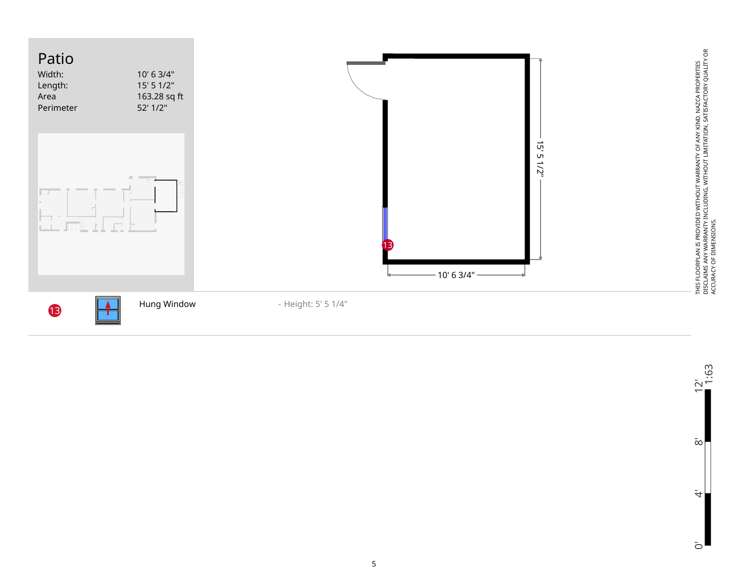# Patio

| | |
|---|---|
| Width: | 10' 6 3/4" |
| Length: | 15' 5 1/2" |
| Area | 163.28 sq ft |
| Perimeter | 52' 1/2" |

15' 5 1/2"

10' 6 3/4"

| | | |
|---|---|---|
| 13 | Hung Window | - Height: 5' 5 1/4" |

THIS FLOORPLAN IS PROVIDED WITHOUT WARRANTY OF ANY KIND. NAZCA PROPERTIES DISCLAIMS ANY WARRANTY INCLUDING, WITHOUT LIMITATION, SATISFACTORY QUALITY OR ACCURACY OF DIMENSIONS.

1:63

0' 4' 8' 12'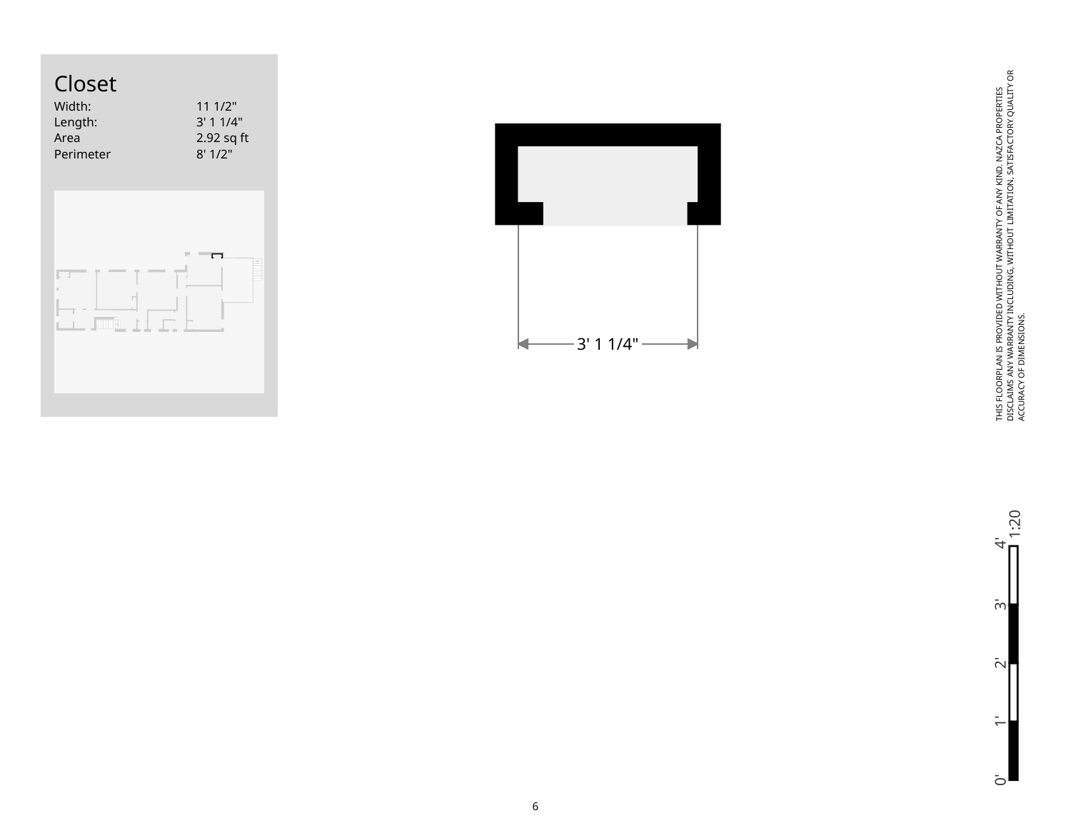# Closet

| | |
|---|---|
| Width: | 11 1/2" |
| Length: | 3' 1 1/4" |
| Area | 2.92 sq ft |
| Perimeter | 8' 1/2" |

3' 1 1/4"

THIS FLOORPLAN IS PROVIDED WITHOUT WARRANTY OF ANY KIND. NAZCA PROPERTIES DISCLAIMS ANY WARRANTY INCLUDING, WITHOUT LIMITATION, SATISFACTORY QUALITY OR ACCURACY OF DIMENSIONS.

1:20

0' 1' 2' 3' 4'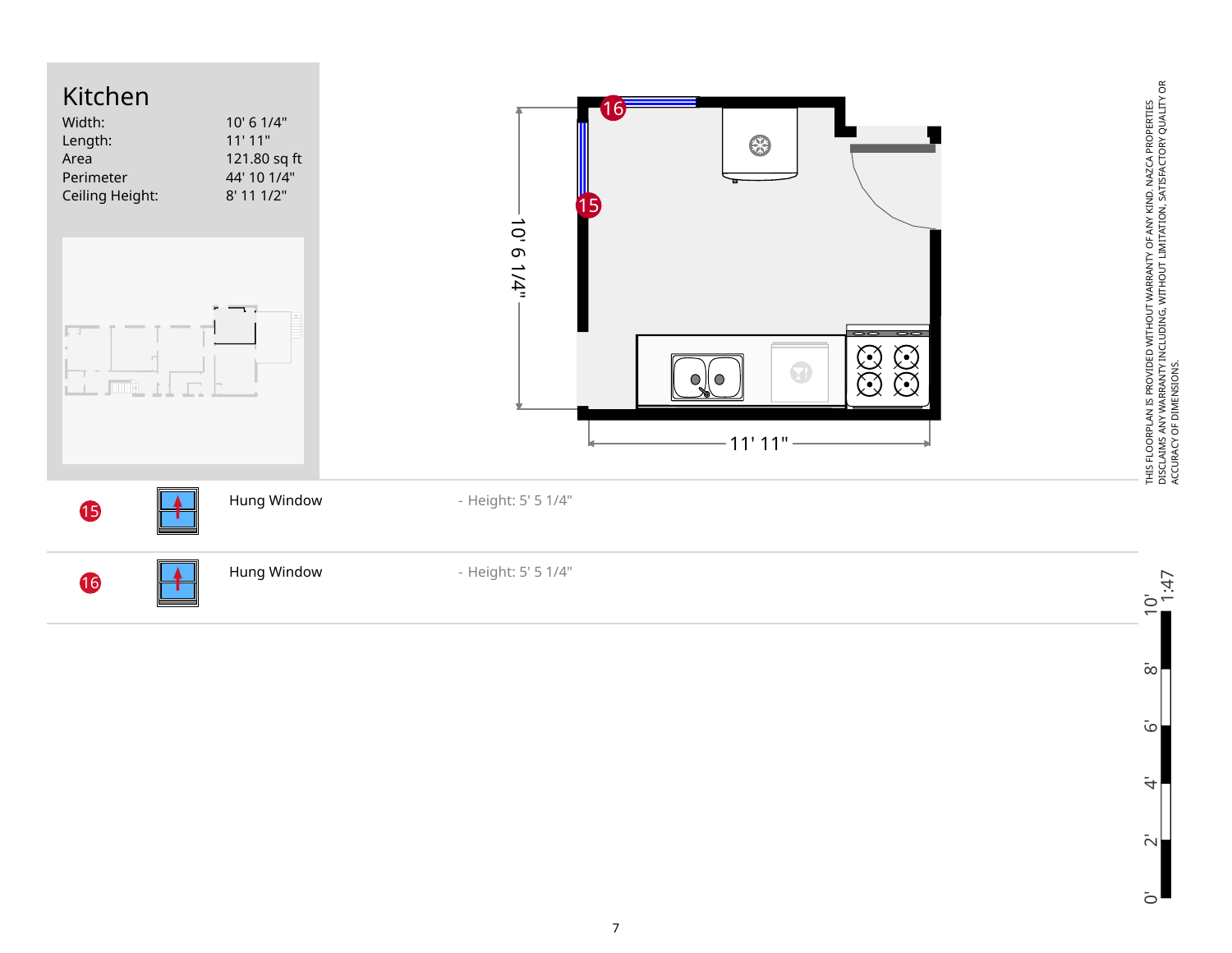# Kitchen

| | |
|---|---|
| Width: | 10' 6 1/4" |
| Length: | 11' 11" |
| Area | 121.80 sq ft |
| Perimeter | 44' 10 1/4" |
| Ceiling Height: | 8' 11 1/2" |

10' 6 1/4"

11' 11"

| # | Type | Details |
|---|---|---|
| 15 | Hung Window | - Height: 5' 5 1/4" |
| 16 | Hung Window | - Height: 5' 5 1/4" |

THIS FLOORPLAN IS PROVIDED WITHOUT WARRANTY OF ANY KIND. NAZCA PROPERTIES DISCLAIMS ANY WARRANTY INCLUDING, WITHOUT LIMITATION, SATISFACTORY QUALITY OR ACCURACY OF DIMENSIONS.

1:47

0' 2' 4' 6' 8' 10'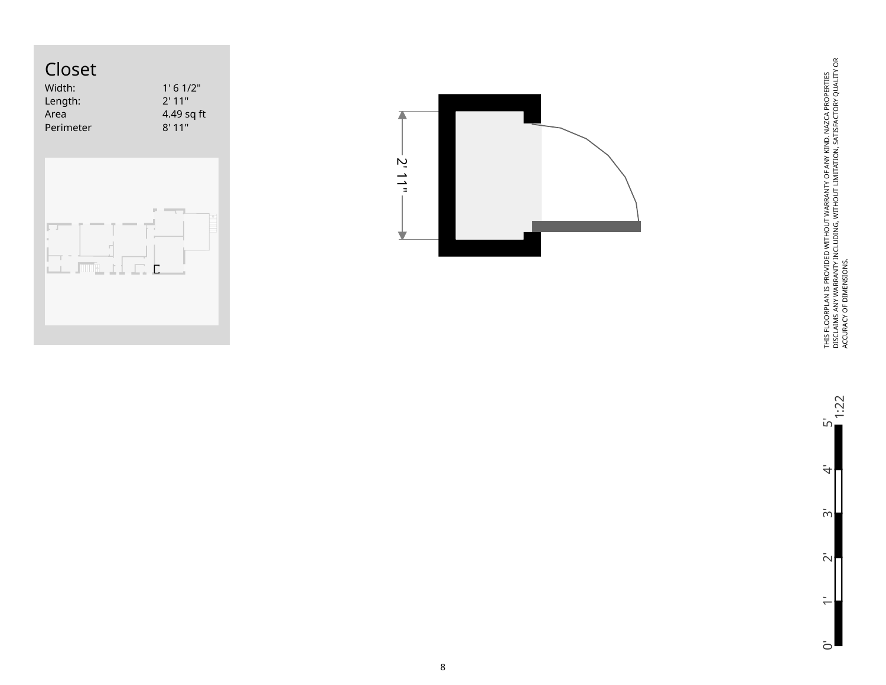# Closet

| | |
|---|---|
| Width: | 1' 6 1/2" |
| Length: | 2' 11" |
| Area | 4.49 sq ft |
| Perimeter | 8' 11" |

2' 11"

THIS FLOORPLAN IS PROVIDED WITHOUT WARRANTY OF ANY KIND. NAZCA PROPERTIES DISCLAIMS ANY WARRANTY INCLUDING, WITHOUT LIMITATION, SATISFACTORY QUALITY OR ACCURACY OF DIMENSIONS.

1:22

0' 1' 2' 3' 4' 5'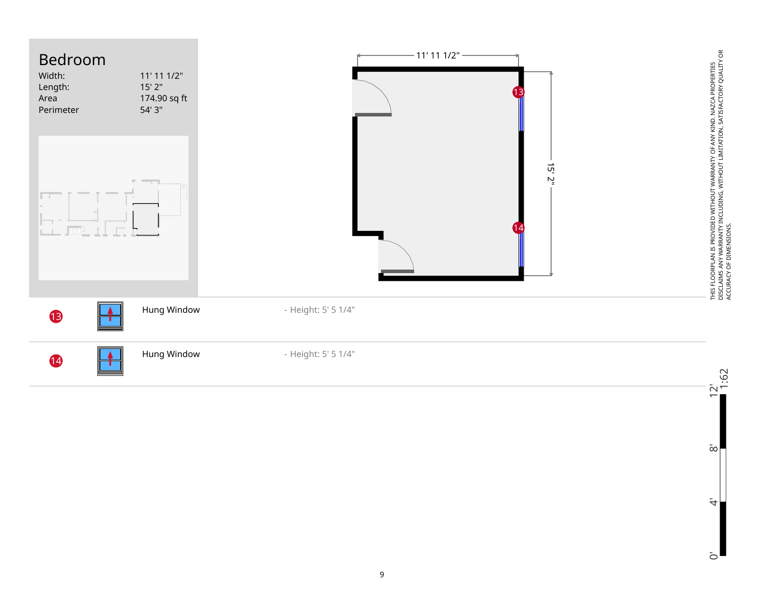# Bedroom

| | |
|---|---|
| Width: | 11' 11 1/2" |
| Length: | 15' 2" |
| Area | 174.90 sq ft |
| Perimeter | 54' 3" |

11' 11 1/2"

15' 2"

| | | | |
|---|---|---|---|
| 13 | | Hung Window | - Height: 5' 5 1/4" |
| 14 | | Hung Window | - Height: 5' 5 1/4" |

THIS FLOORPLAN IS PROVIDED WITHOUT WARRANTY OF ANY KIND. NAZCA PROPERTIES DISCLAIMS ANY WARRANTY INCLUDING, WITHOUT LIMITATION, SATISFACTORY QUALITY OR ACCURACY OF DIMENSIONS.

1:62

0' 4' 8' 12'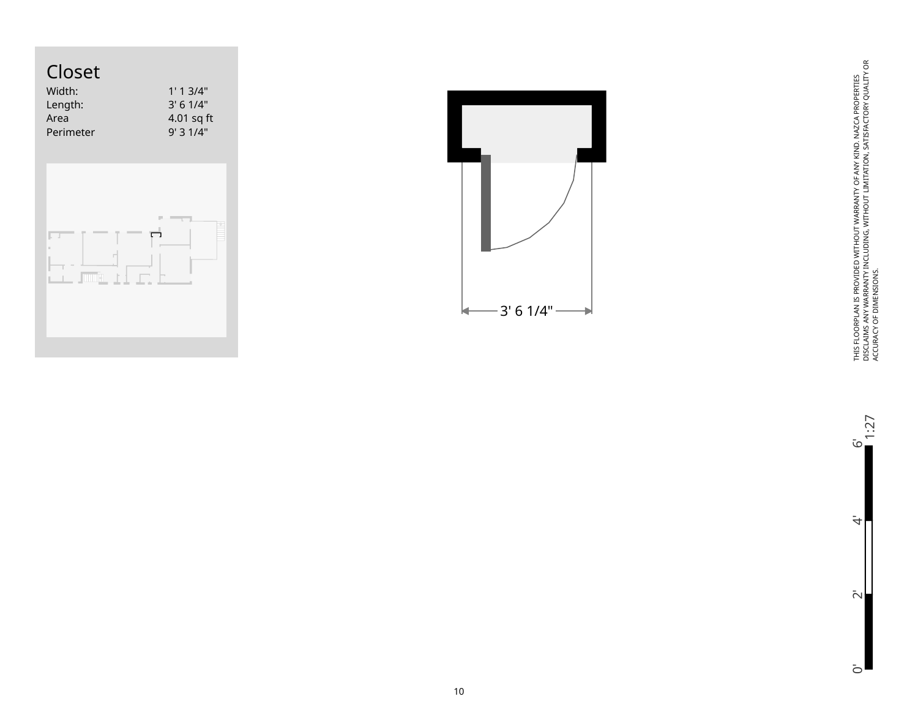# Closet

| | |
|---|---|
| Width: | 1' 1 3/4" |
| Length: | 3' 6 1/4" |
| Area | 4.01 sq ft |
| Perimeter | 9' 3 1/4" |

3' 6 1/4"

THIS FLOORPLAN IS PROVIDED WITHOUT WARRANTY OF ANY KIND. NAZCA PROPERTIES DISCLAIMS ANY WARRANTY INCLUDING, WITHOUT LIMITATION, SATISFACTORY QUALITY OR ACCURACY OF DIMENSIONS.

1:27

0' 2' 4' 6'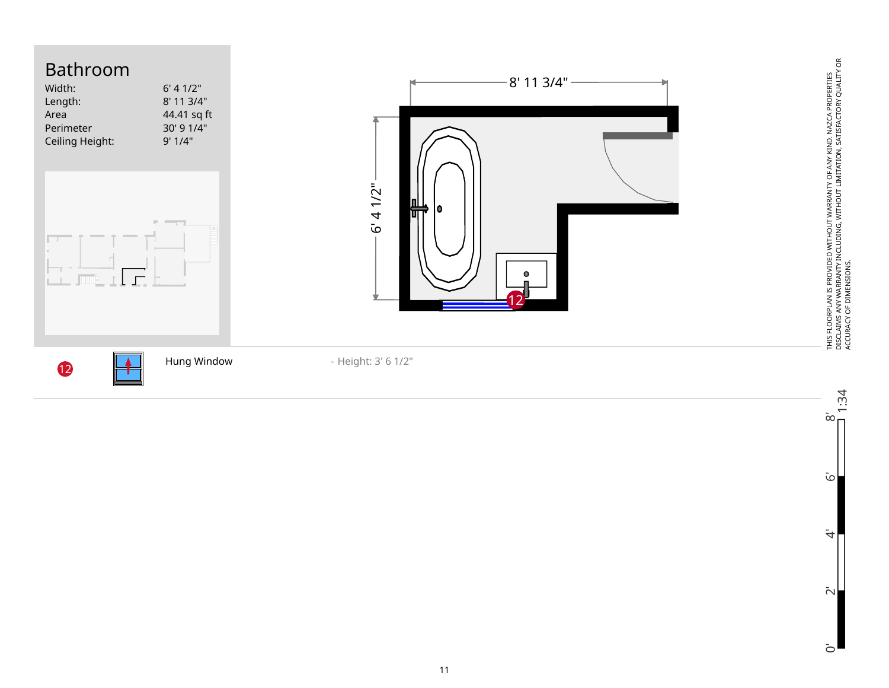# Bathroom

| | |
|---|---|
| Width: | 6' 4 1/2" |
| Length: | 8' 11 3/4" |
| Area | 44.41 sq ft |
| Perimeter | 30' 9 1/4" |
| Ceiling Height: | 9' 1/4" |

8' 11 3/4"

6' 4 1/2"

12

| | | | |
|---|---|---|---|
| 12 | | Hung Window | - Height: 3' 6 1/2" |

THIS FLOORPLAN IS PROVIDED WITHOUT WARRANTY OF ANY KIND. NAZCA PROPERTIES DISCLAIMS ANY WARRANTY INCLUDING, WITHOUT LIMITATION, SATISFACTORY QUALITY OR ACCURACY OF DIMENSIONS.

1:34

0' 2' 4' 6' 8'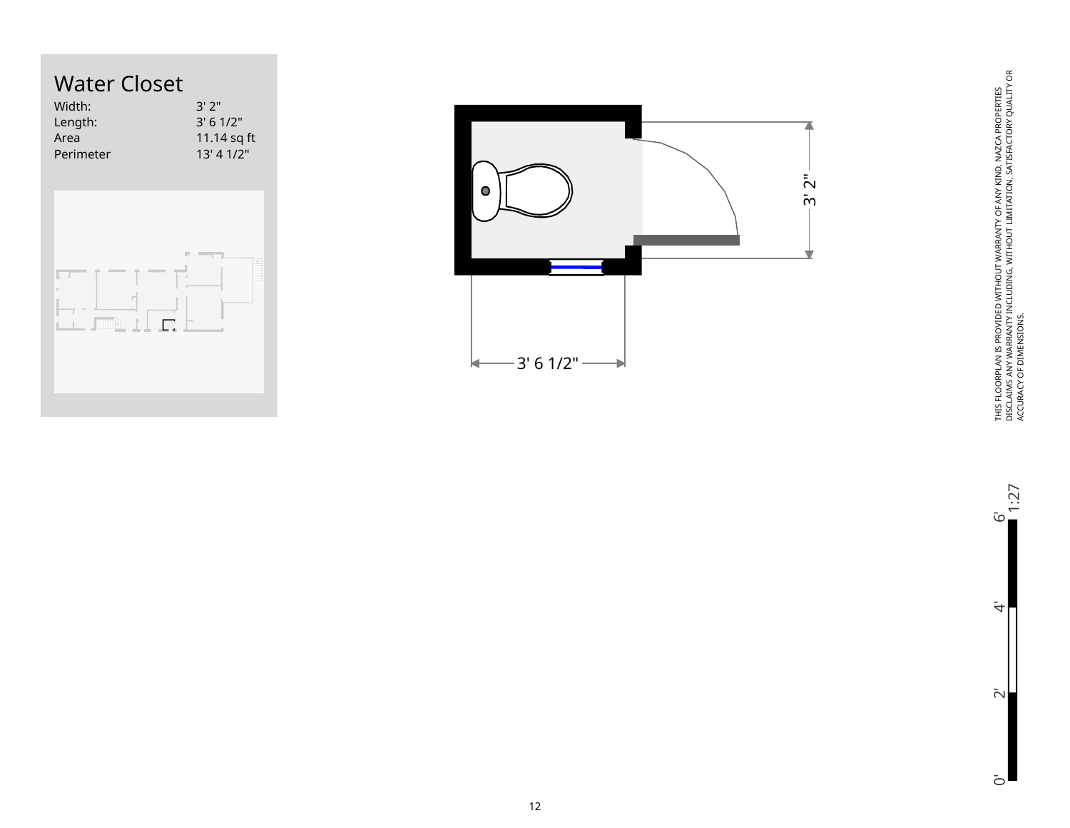# Water Closet

| | |
|---|---|
| Width: | 3' 2" |
| Length: | 3' 6 1/2" |
| Area | 11.14 sq ft |
| Perimeter | 13' 4 1/2" |

3' 2"

3' 6 1/2"

THIS FLOORPLAN IS PROVIDED WITHOUT WARRANTY OF ANY KIND. NAZCA PROPERTIES DISCLAIMS ANY WARRANTY INCLUDING, WITHOUT LIMITATION, SATISFACTORY QUALITY OR ACCURACY OF DIMENSIONS.

1:27

0' 2' 4' 6'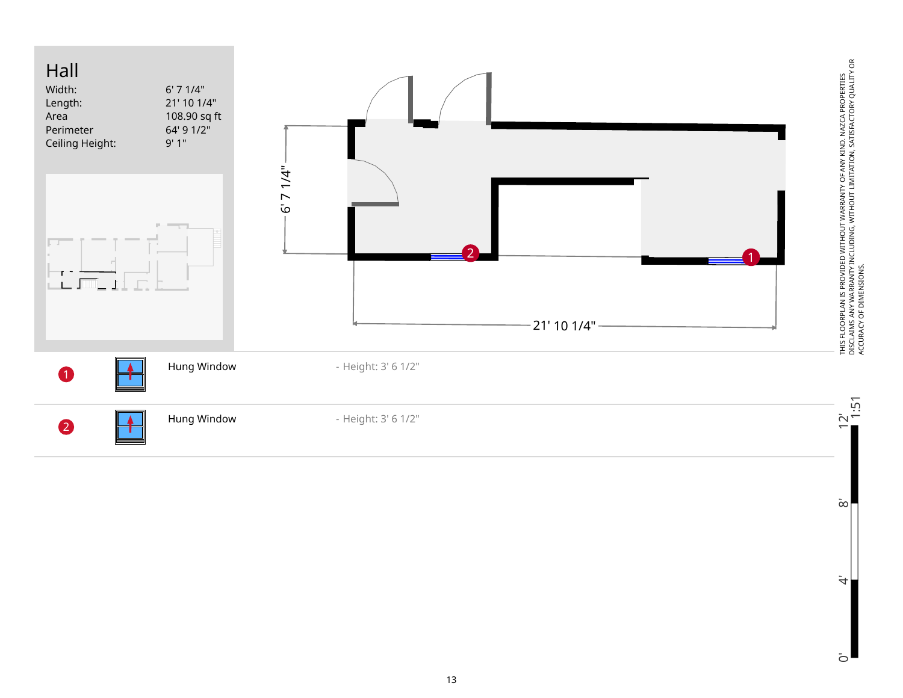# Hall

| | |
|---|---|
| Width: | 6' 7 1/4" |
| Length: | 21' 10 1/4" |
| Area | 108.90 sq ft |
| Perimeter | 64' 9 1/2" |
| Ceiling Height: | 9' 1" |

6' 7 1/4"

21' 10 1/4"

| | | |
|---|---|---|
| 1 | Hung Window | - Height: 3' 6 1/2" |
| 2 | Hung Window | - Height: 3' 6 1/2" |

THIS FLOORPLAN IS PROVIDED WITHOUT WARRANTY OF ANY KIND. NAZCA PROPERTIES DISCLAIMS ANY WARRANTY INCLUDING, WITHOUT LIMITATION, SATISFACTORY QUALITY OR ACCURACY OF DIMENSIONS.

1:51

0' 4' 8' 12'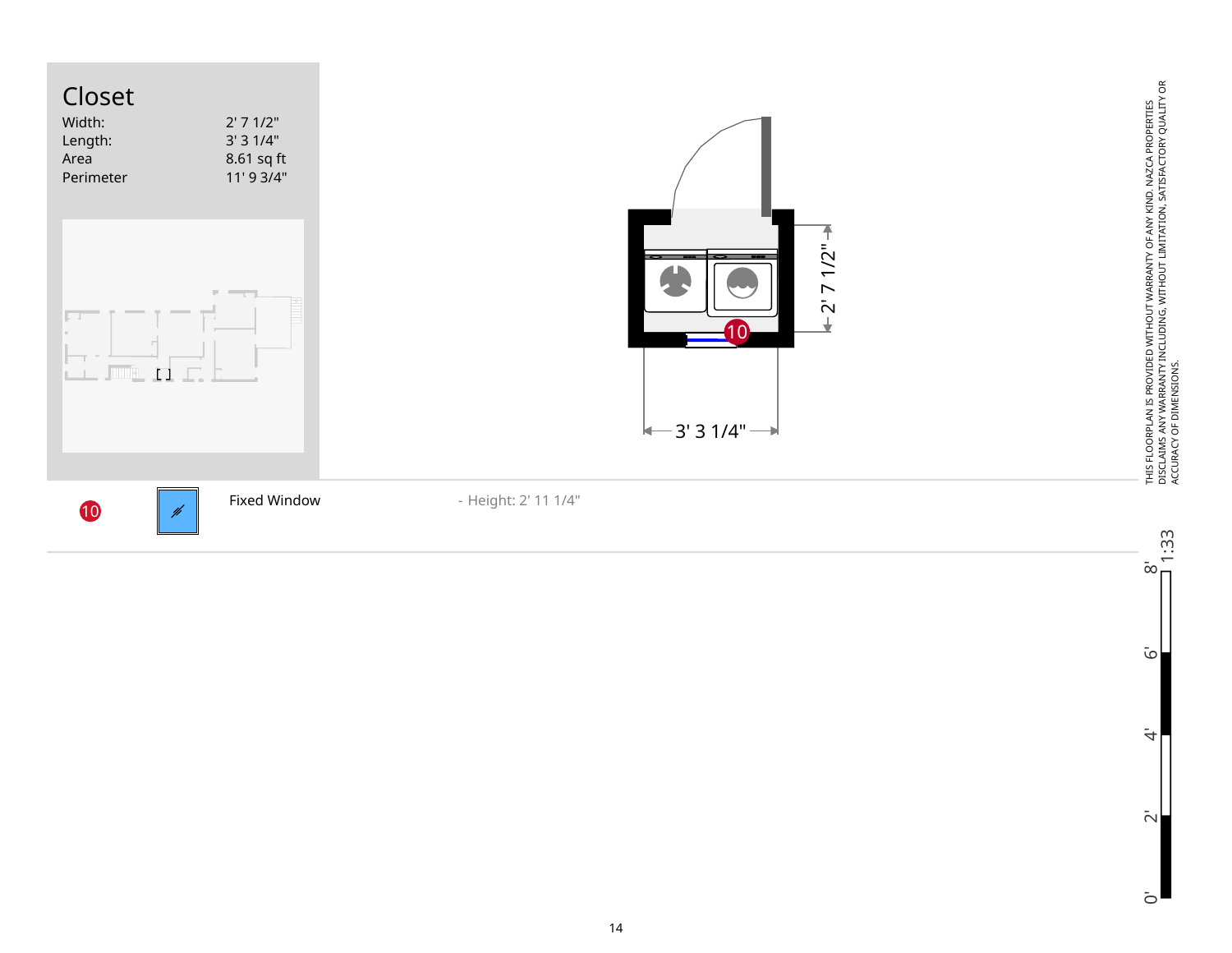# Closet

| | |
|---|---|
| Width: | 2' 7 1/2" |
| Length: | 3' 3 1/4" |
| Area | 8.61 sq ft |
| Perimeter | 11' 9 3/4" |

2' 7 1/2"

3' 3 1/4"

| | | | |
|---|---|---|---|
| 10 | | Fixed Window | - Height: 2' 11 1/4" |

THIS FLOORPLAN IS PROVIDED WITHOUT WARRANTY OF ANY KIND. NAZCA PROPERTIES DISCLAIMS ANY WARRANTY INCLUDING, WITHOUT LIMITATION, SATISFACTORY QUALITY OR ACCURACY OF DIMENSIONS.

1:33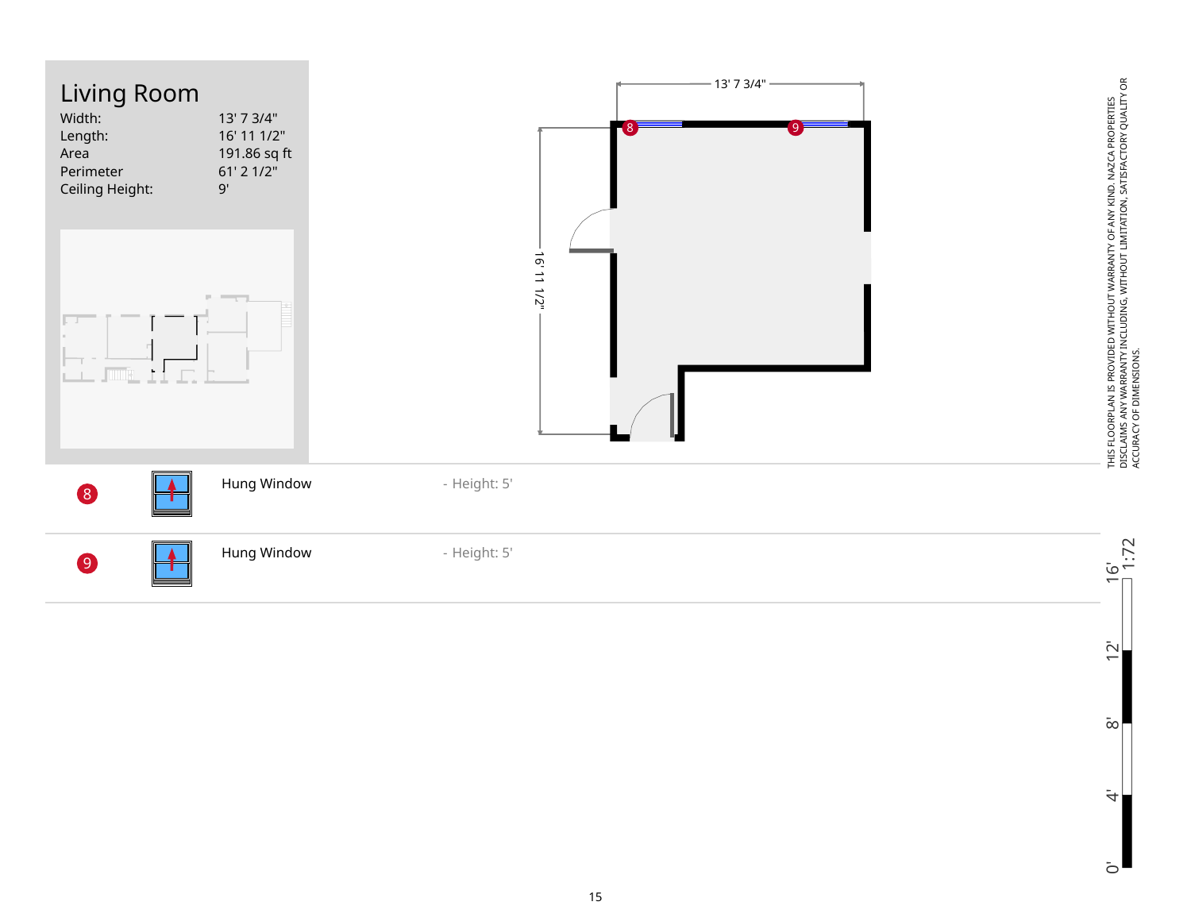# Living Room

| | |
|---|---|
| Width: | 13' 7 3/4" |
| Length: | 16' 11 1/2" |
| Area | 191.86 sq ft |
| Perimeter | 61' 2 1/2" |
| Ceiling Height: | 9' |

13' 7 3/4"

16' 11 1/2"

| # | Item | Details |
|---|---|---|
| 8 | Hung Window | - Height: 5' |
| 9 | Hung Window | - Height: 5' |

THIS FLOORPLAN IS PROVIDED WITHOUT WARRANTY OF ANY KIND. NAZCA PROPERTIES DISCLAIMS ANY WARRANTY INCLUDING, WITHOUT LIMITATION, SATISFACTORY QUALITY OR ACCURACY OF DIMENSIONS.

1:72

0' 4' 8' 12' 16'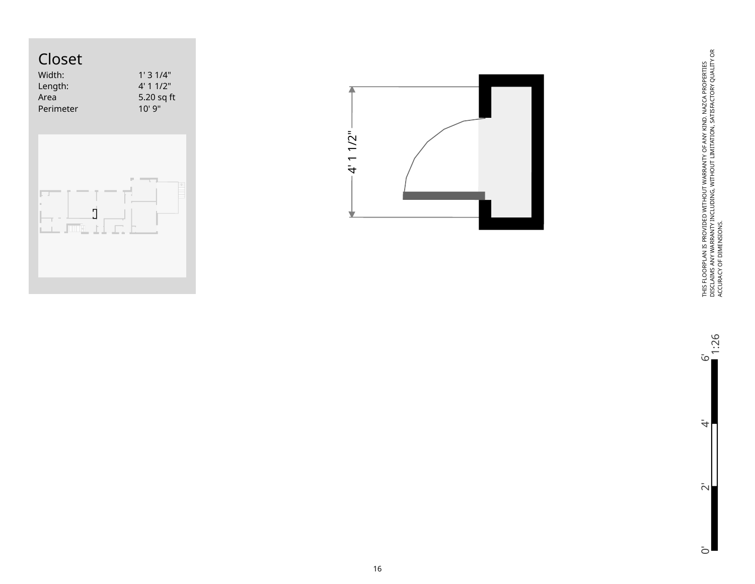# Closet

| Width: | 1' 3 1/4" |
| --- | --- |
| Length: | 4' 1 1/2" |
| Area | 5.20 sq ft |
| Perimeter | 10' 9" |

4' 1 1/2"

THIS FLOORPLAN IS PROVIDED WITHOUT WARRANTY OF ANY KIND. NAZCA PROPERTIES DISCLAIMS ANY WARRANTY INCLUDING, WITHOUT LIMITATION, SATISFACTORY QUALITY OR ACCURACY OF DIMENSIONS.

1:26

6'

4'

2'

0'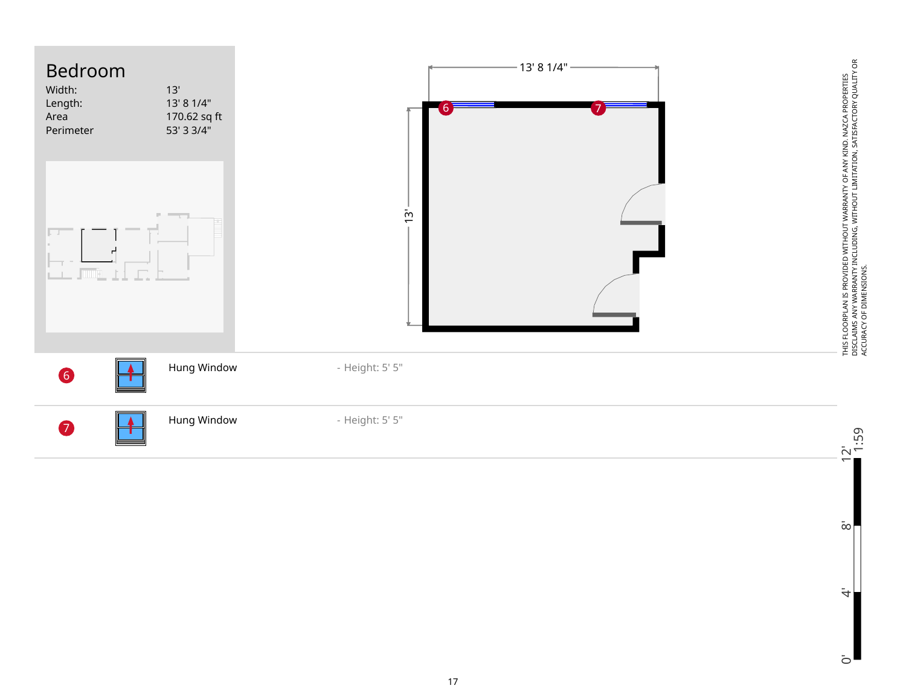# Bedroom

| | |
|---|---|
| Width: | 13' |
| Length: | 13' 8 1/4" |
| Area | 170.62 sq ft |
| Perimeter | 53' 3 3/4" |

13' 8 1/4"

13'

| # | Type | Details |
|---|---|---|
| 6 | Hung Window | - Height: 5' 5" |
| 7 | Hung Window | - Height: 5' 5" |

THIS FLOORPLAN IS PROVIDED WITHOUT WARRANTY OF ANY KIND. NAZCA PROPERTIES DISCLAIMS ANY WARRANTY INCLUDING, WITHOUT LIMITATION, SATISFACTORY QUALITY OR ACCURACY OF DIMENSIONS.

1:59

0' 4' 8' 12'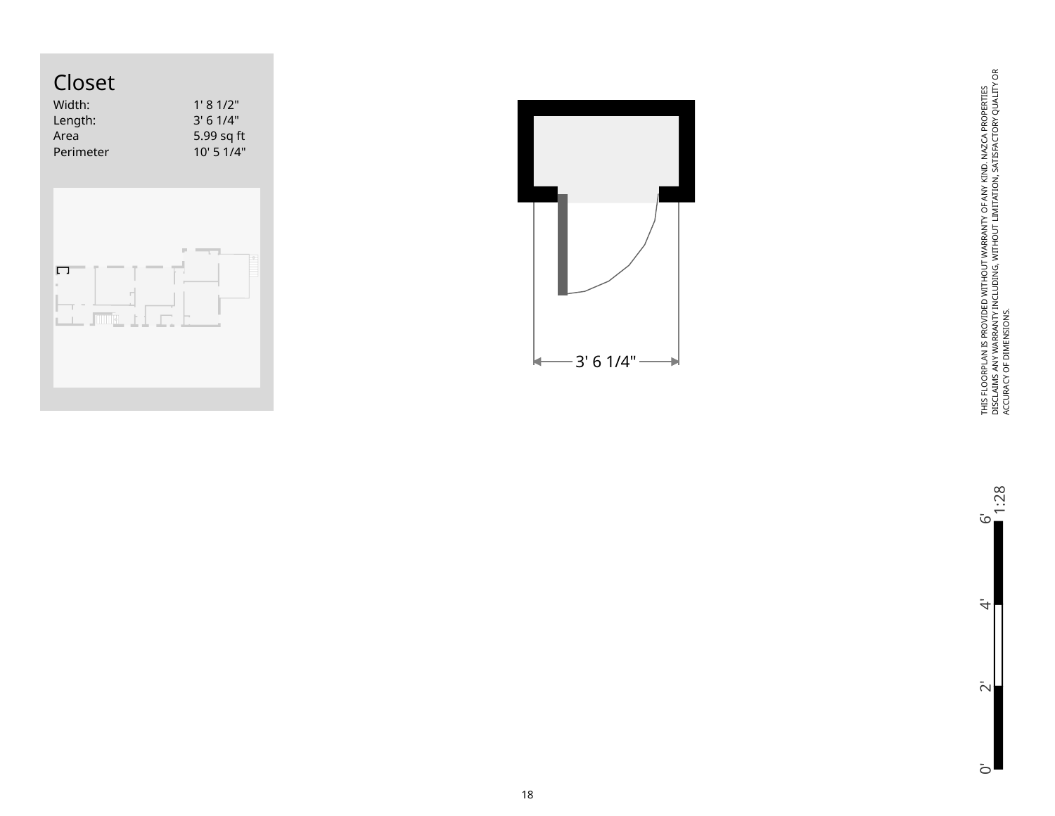# Closet

| | |
|---|---|
| Width: | 1' 8 1/2" |
| Length: | 3' 6 1/4" |
| Area | 5.99 sq ft |
| Perimeter | 10' 5 1/4" |

3' 6 1/4"

THIS FLOORPLAN IS PROVIDED WITHOUT WARRANTY OF ANY KIND. NAZCA PROPERTIES DISCLAIMS ANY WARRANTY INCLUDING, WITHOUT LIMITATION, SATISFACTORY QUALITY OR ACCURACY OF DIMENSIONS.

1:28

0' 2' 4' 6'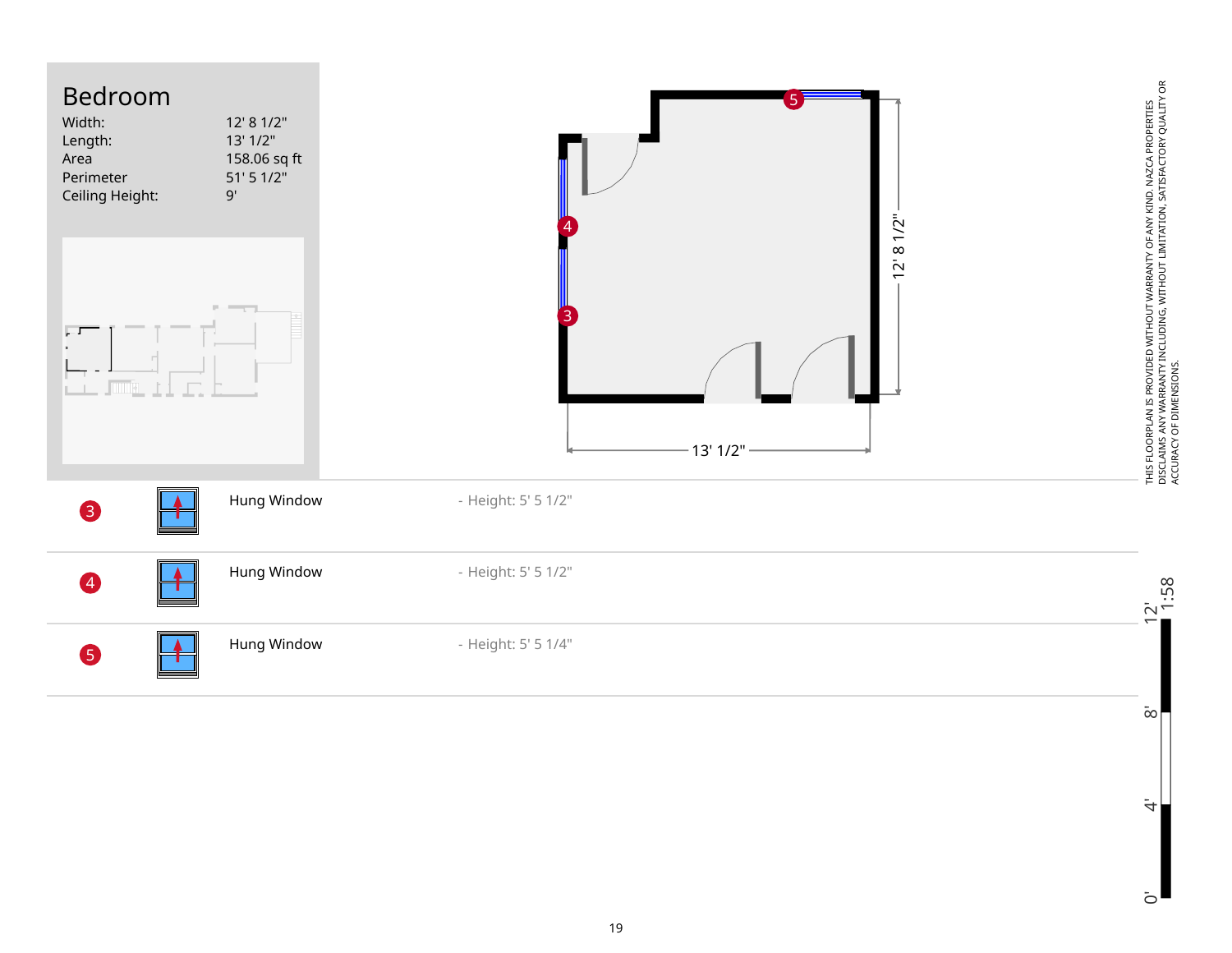# Bedroom

| | |
|---|---|
| Width: | 12' 8 1/2" |
| Length: | 13' 1/2" |
| Area | 158.06 sq ft |
| Perimeter | 51' 5 1/2" |
| Ceiling Height: | 9' |

12' 8 1/2"

13' 1/2"

| # | Type | Height |
|---|---|---|
| 3 | Hung Window | - Height: 5' 5 1/2" |
| 4 | Hung Window | - Height: 5' 5 1/2" |
| 5 | Hung Window | - Height: 5' 5 1/4" |

THIS FLOORPLAN IS PROVIDED WITHOUT WARRANTY OF ANY KIND. NAZCA PROPERTIES DISCLAIMS ANY WARRANTY INCLUDING, WITHOUT LIMITATION, SATISFACTORY QUALITY OR ACCURACY OF DIMENSIONS.

1:58

0' 4' 8' 12'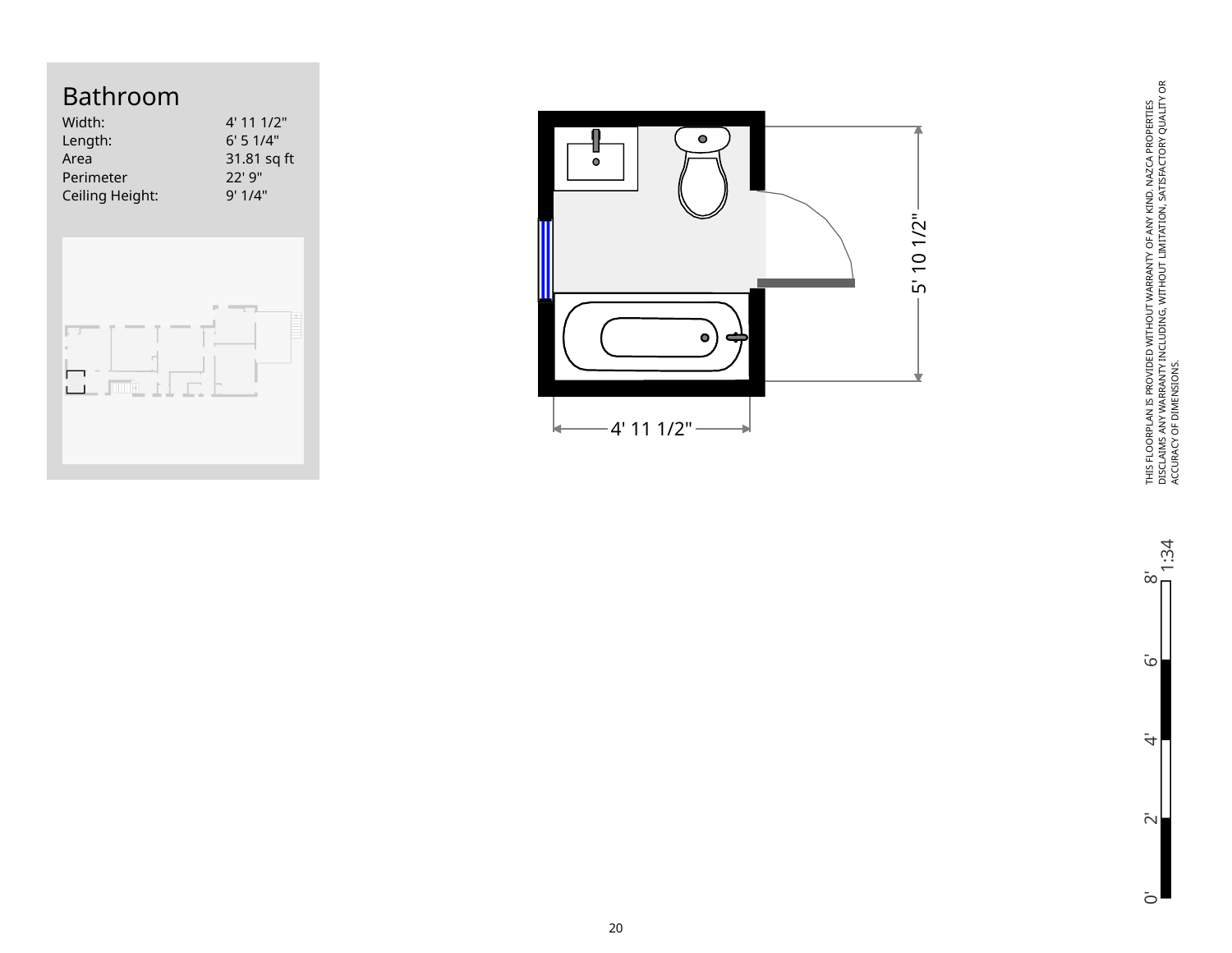# Bathroom

| | |
|---|---|
| Width: | 4' 11 1/2" |
| Length: | 6' 5 1/4" |
| Area | 31.81 sq ft |
| Perimeter | 22' 9" |
| Ceiling Height: | 9' 1/4" |

5' 10 1/2"

4' 11 1/2"

THIS FLOORPLAN IS PROVIDED WITHOUT WARRANTY OF ANY KIND. NAZCA PROPERTIES DISCLAIMS ANY WARRANTY INCLUDING, WITHOUT LIMITATION, SATISFACTORY QUALITY OR ACCURACY OF DIMENSIONS.

0'
2'
4'
6'
8'
1:34